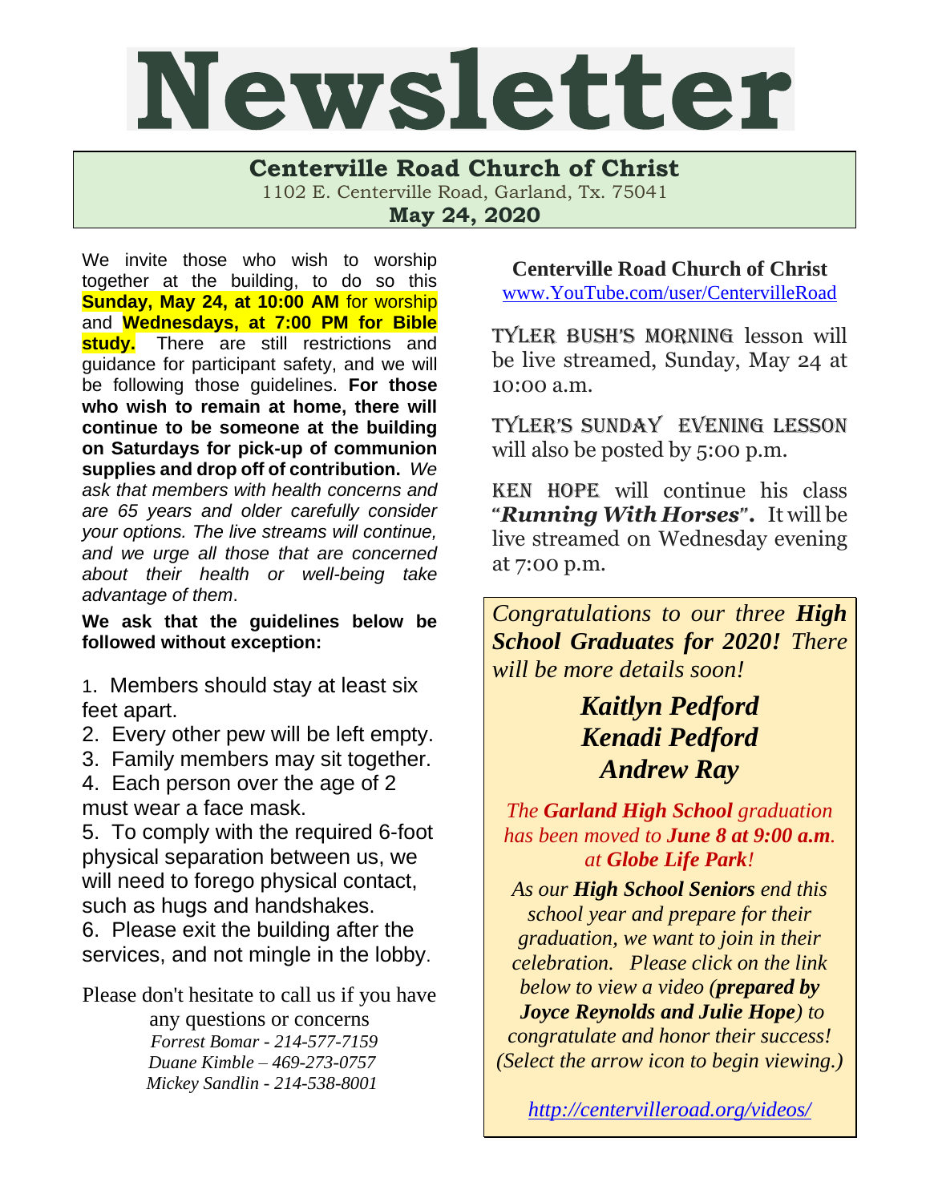# Newsletter

## Centerville Road Church of Christ

1102 E. Centerville Road, Garland, Tx. 75041

**May 24, 2020**

We invite those who wish to worship together at the building, to do so this **Sunday, May 24, at 10:00 AM** for worship and **Wednesdays, at 7:00 PM for Bible study.** There are still restrictions and guidance for participant safety, and we will be following those guidelines. **For those who wish to remain at home, there will continue to be someone at the building on Saturdays for pick-up of communion supplies and drop off of contribution.** *We ask that members with health concerns and are 65 years and older carefully consider your options. The live streams will continue, and we urge all those that are concerned about their health or well-being take advantage of them*.

**We ask that the guidelines below be followed without exception:**

1. Members should stay at least six feet apart.
2. Every other pew will be left empty.
3. Family members may sit together.
4. Each person over the age of 2 must wear a face mask.
5. To comply with the required 6-foot physical separation between us, we will need to forego physical contact, such as hugs and handshakes.
6. Please exit the building after the services, and not mingle in the lobby.

Please don't hesitate to call us if you have any questions or concerns

*Forrest Bomar - 214-577-7159*
*Duane Kimble – 469-273-0757*
*Mickey Sandlin - 214-538-8001*

**Centerville Road Church of Christ**
www.YouTube.com/user/CentervilleRoad

TYLER BUSH'S MORNING lesson will be live streamed, Sunday, May 24 at 10:00 a.m.

TYLER'S SUNDAY EVENING LESSON will also be posted by 5:00 p.m.

KEN HOPE will continue his class "***Running With Horses***"**.** It will be live streamed on Wednesday evening at 7:00 p.m.

*Congratulations to our three* ***High School Graduates for 2020!*** *There will be more details soon!*

***Kaitlyn Pedford***
***Kenadi Pedford***
***Andrew Ray***

*The* ***Garland High School*** *graduation has been moved to* ***June 8 at 9:00 a.m.*** *at* ***Globe Life Park****!*

*As our* ***High School Seniors*** *end this school year and prepare for their graduation, we want to join in their celebration. Please click on the link below to view a video (****prepared by Joyce Reynolds and Julie Hope****) to congratulate and honor their success! (Select the arrow icon to begin viewing.)*

*http://centervilleroad.org/videos/*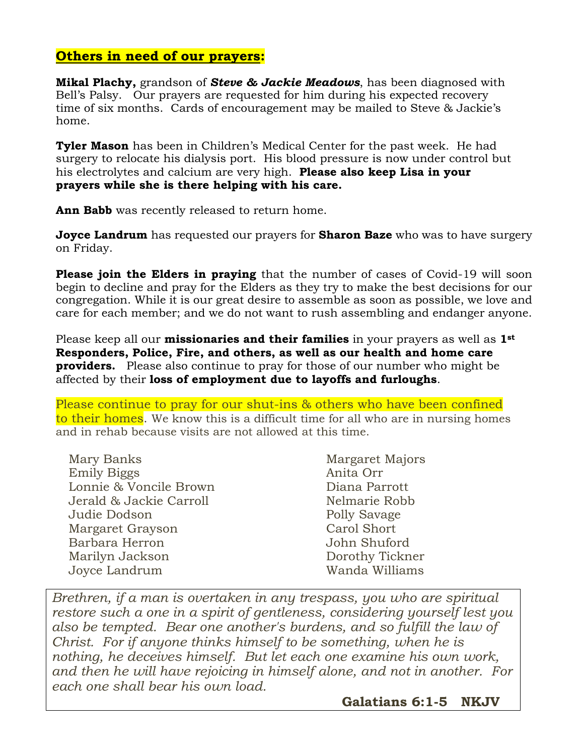## **Others in need of our prayers:**

**Mikal Plachy,** grandson of ***Steve & Jackie Meadows***, has been diagnosed with Bell's Palsy. Our prayers are requested for him during his expected recovery time of six months. Cards of encouragement may be mailed to Steve & Jackie's home.

**Tyler Mason** has been in Children's Medical Center for the past week. He had surgery to relocate his dialysis port. His blood pressure is now under control but his electrolytes and calcium are very high. **Please also keep Lisa in your prayers while she is there helping with his care.**

**Ann Babb** was recently released to return home.

**Joyce Landrum** has requested our prayers for **Sharon Baze** who was to have surgery on Friday.

**Please join the Elders in praying** that the number of cases of Covid-19 will soon begin to decline and pray for the Elders as they try to make the best decisions for our congregation. While it is our great desire to assemble as soon as possible, we love and care for each member; and we do not want to rush assembling and endanger anyone.

Please keep all our **missionaries and their families** in your prayers as well as **1st Responders, Police, Fire, and others, as well as our health and home care providers.** Please also continue to pray for those of our number who might be affected by their **loss of employment due to layoffs and furloughs**.

Please continue to pray for our shut-ins & others who have been confined to their homes. We know this is a difficult time for all who are in nursing homes and in rehab because visits are not allowed at this time.

Mary Banks
Emily Biggs
Lonnie & Voncile Brown
Jerald & Jackie Carroll
Judie Dodson
Margaret Grayson
Barbara Herron
Marilyn Jackson
Joyce Landrum
Margaret Majors
Anita Orr
Diana Parrott
Nelmarie Robb
Polly Savage
Carol Short
John Shuford
Dorothy Tickner
Wanda Williams

*Brethren, if a man is overtaken in any trespass, you who are spiritual restore such a one in a spirit of gentleness, considering yourself lest you also be tempted. Bear one another's burdens, and so fulfill the law of Christ. For if anyone thinks himself to be something, when he is nothing, he deceives himself. But let each one examine his own work, and then he will have rejoicing in himself alone, and not in another. For each one shall bear his own load.*

**Galatians 6:1-5 NKJV**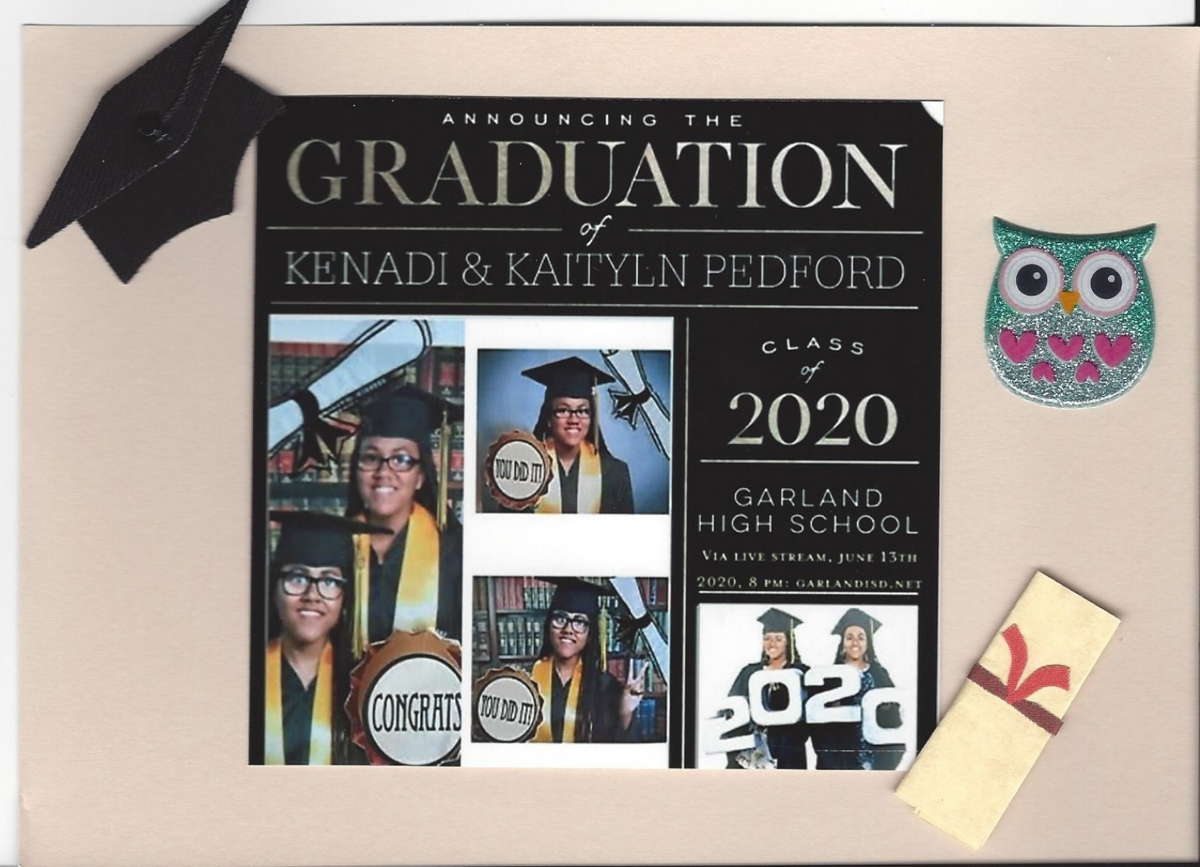ANNOUNCING THE

# GRADUATION

*of*

## KENADI & KAITYLN PEDFORD

YOU DID IT!

CONGRATS

YOU DID IT!

CLASS

*of*

## 2020

GARLAND HIGH SCHOOL

VIA LIVE STREAM, JUNE 13TH 2020, 8 PM: GARLANDISD.NET

2020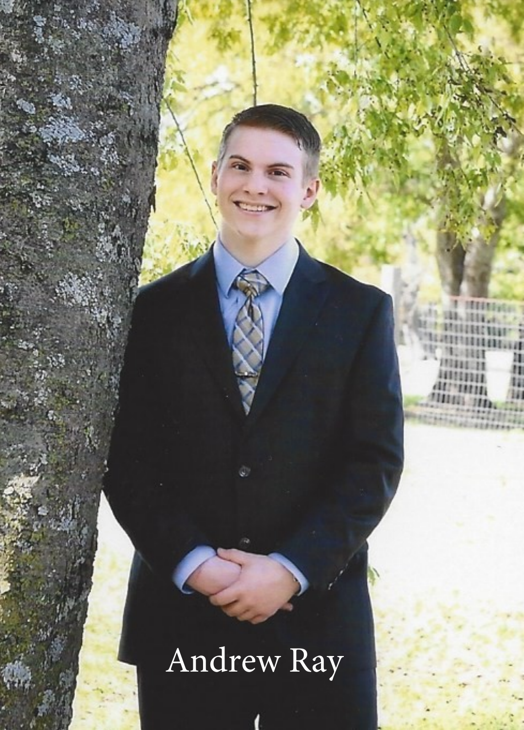Andrew Ray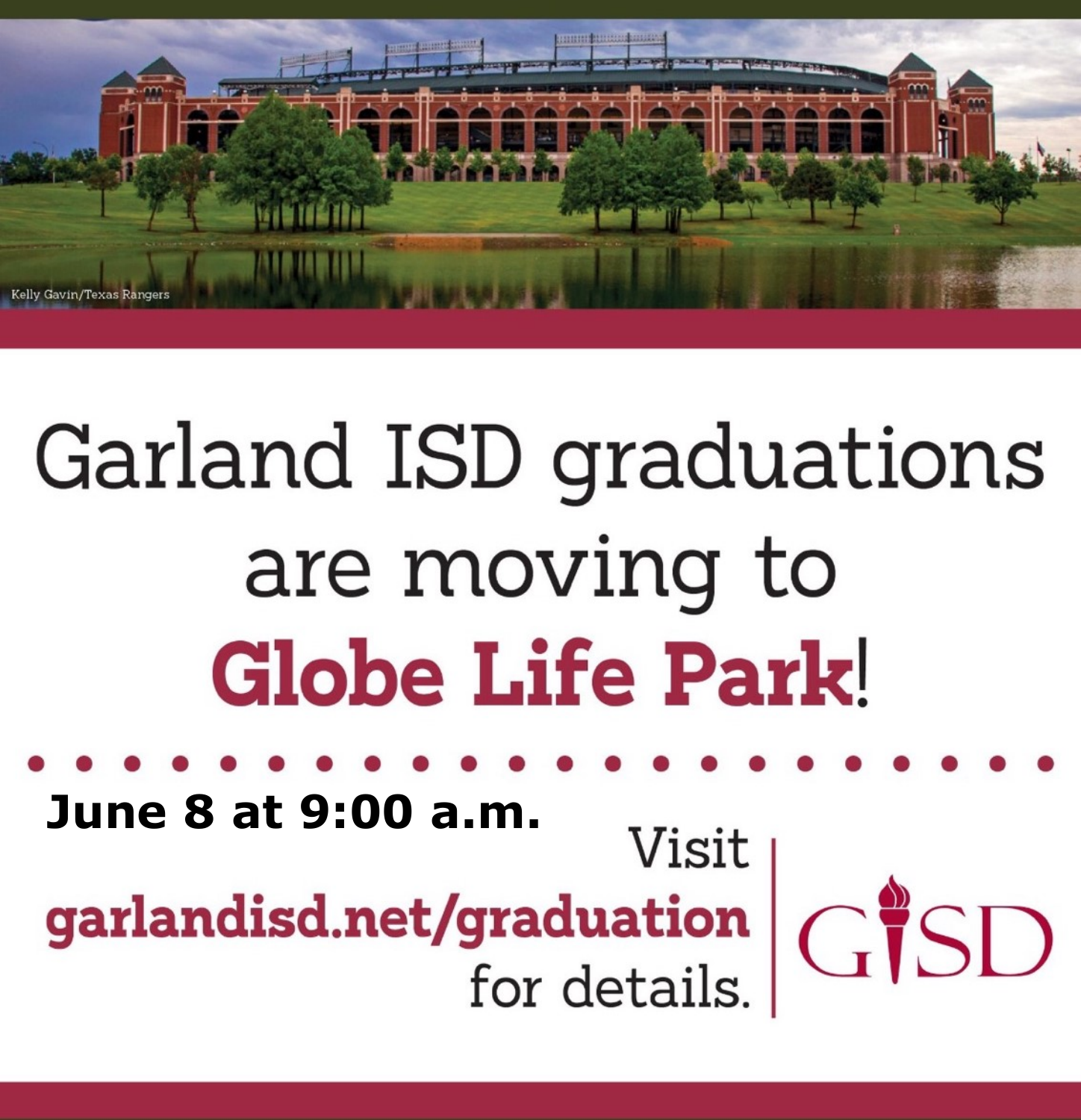Kelly Gavin/Texas Rangers

# Garland ISD graduations are moving to **Globe Life Park**!

**June 8 at 9:00 a.m.**

Visit **garlandisd.net/graduation** for details.

GISD